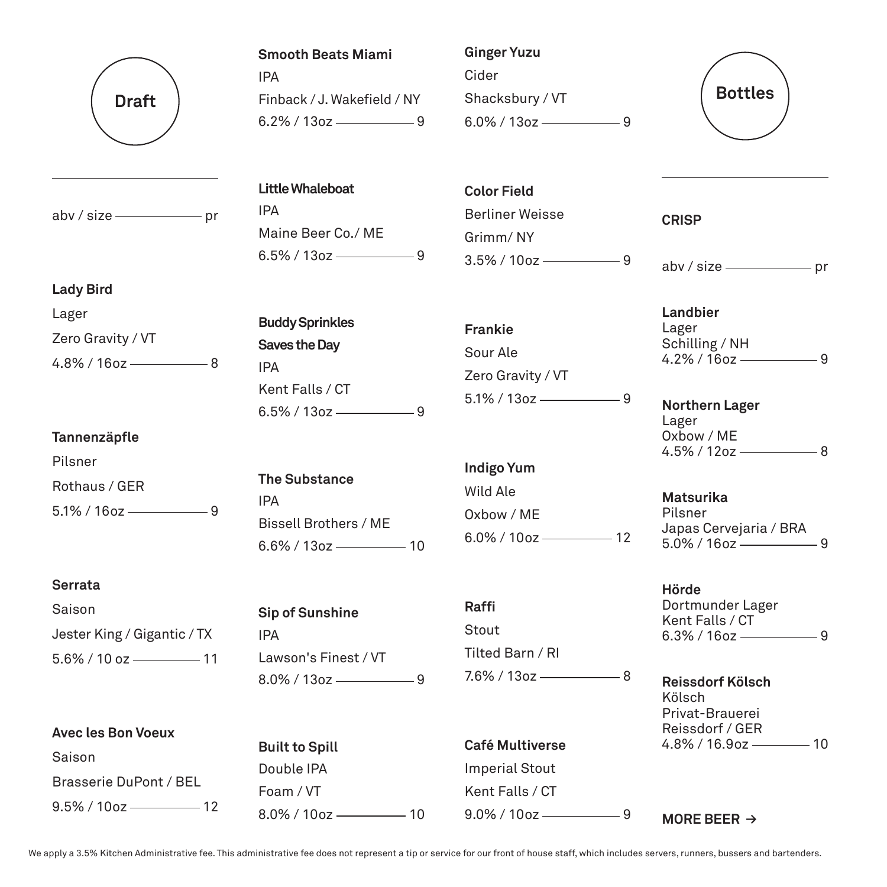## Draft

abv / size — pr

**Lady Bird**
Lager
Zero Gravity / VT
4.8% / 16oz — 8

**Tannenzäpfle**
Pilsner
Rothaus / GER
5.1% / 16oz — 9

**Serrata**
Saison
Jester King / Gigantic / TX
5.6% / 10 oz — 11

**Avec les Bon Voeux**
Saison
Brasserie DuPont / BEL
9.5% / 10oz — 12

**Smooth Beats Miami**
IPA
Finback / J. Wakefield / NY
6.2% / 13oz — 9

**Little Whaleboat**
IPA
Maine Beer Co./ ME
6.5% / 13oz — 9

**Buddy Sprinkles Saves the Day**
IPA
Kent Falls / CT
6.5% / 13oz — 9

**The Substance**
IPA
Bissell Brothers / ME
6.6% / 13oz — 10

**Sip of Sunshine**
IPA
Lawson's Finest / VT
8.0% / 13oz — 9

**Built to Spill**
Double IPA
Foam / VT
8.0% / 10oz — 10

**Ginger Yuzu**
Cider
Shacksbury / VT
6.0% / 13oz — 9

**Color Field**
Berliner Weisse
Grimm/ NY
3.5% / 10oz — 9

**Frankie**
Sour Ale
Zero Gravity / VT
5.1% / 13oz — 9

**Indigo Yum**
Wild Ale
Oxbow / ME
6.0% / 10oz — 12

**Raffi**
Stout
Tilted Barn / RI
7.6% / 13oz — 8

**Café Multiverse**
Imperial Stout
Kent Falls / CT
9.0% / 10oz — 9

## Bottles

**CRISP**

abv / size — pr

**Landbier**
Lager
Schilling / NH
4.2% / 16oz — 9

**Northern Lager**
Lager
Oxbow / ME
4.5% / 12oz — 8

**Matsurika**
Pilsner
Japas Cervejaria / BRA
5.0% / 16oz — 9

**Hörde**
Dortmunder Lager
Kent Falls / CT
6.3% / 16oz — 9

**Reissdorf Kölsch**
Kölsch
Privat-Brauerei Reissdorf / GER
4.8% / 16.9oz — 10

**MORE BEER →**

We apply a 3.5% Kitchen Administrative fee. This administrative fee does not represent a tip or service for our front of house staff, which includes servers, runners, bussers and bartenders.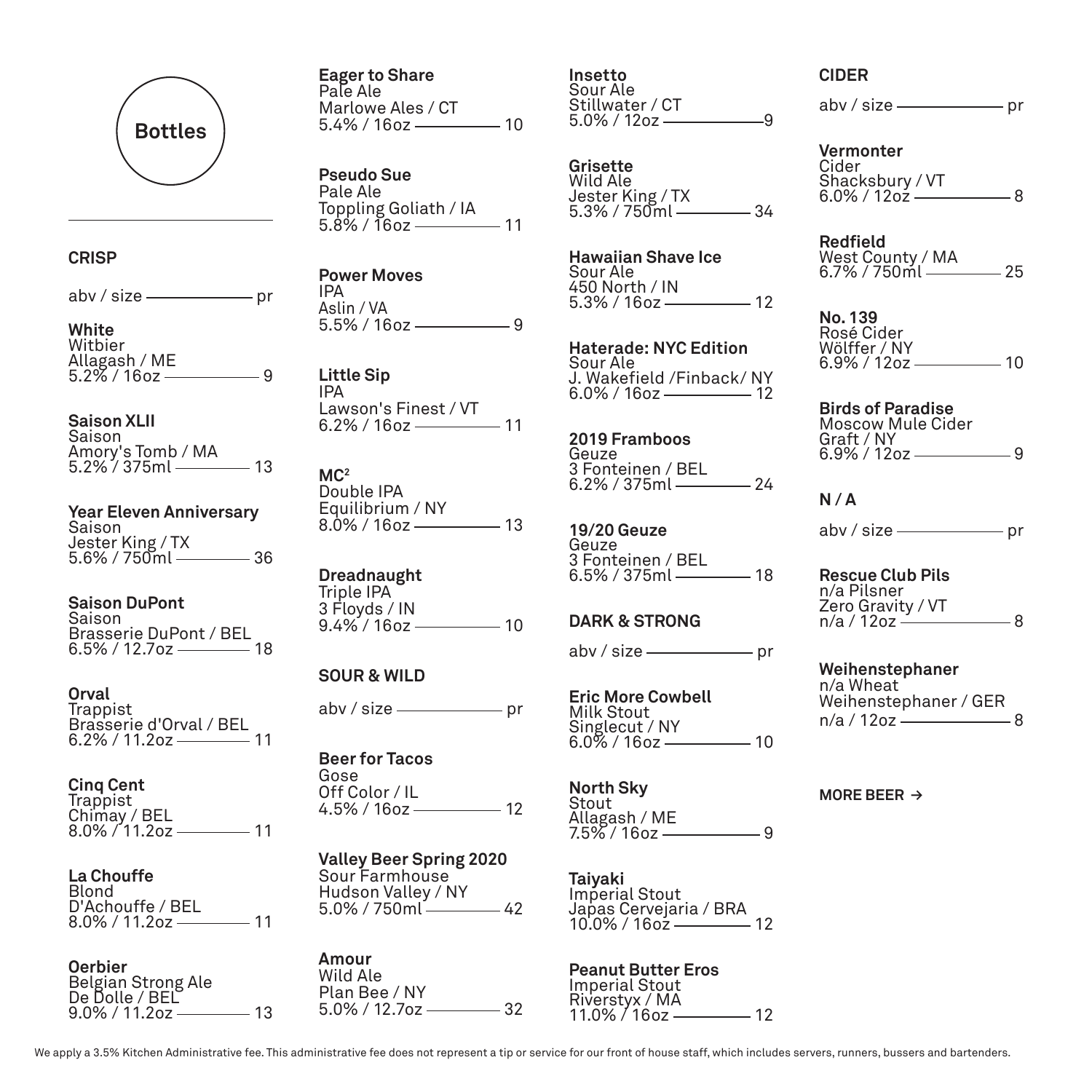# Bottles

## CRISP

abv / size — pr

**White**
Witbier
Allagash / ME
5.2% / 16oz — 9

**Saison XLII**
Saison
Amory's Tomb / MA
5.2% / 375ml — 13

**Year Eleven Anniversary**
Saison
Jester King / TX
5.6% / 750ml — 36

**Saison DuPont**
Saison
Brasserie DuPont / BEL
6.5% / 12.7oz — 18

**Orval**
Trappist
Brasserie d'Orval / BEL
6.2% / 11.2oz — 11

**Cinq Cent**
Trappist
Chimay / BEL
8.0% / 11.2oz — 11

**La Chouffe**
Blond
D'Achouffe / BEL
8.0% / 11.2oz — 11

**Oerbier**
Belgian Strong Ale
De Dolle / BEL
9.0% / 11.2oz — 13

**Eager to Share**
Pale Ale
Marlowe Ales / CT
5.4% / 16oz — 10

**Pseudo Sue**
Pale Ale
Toppling Goliath / IA
5.8% / 16oz — 11

**Power Moves**
IPA
Aslin / VA
5.5% / 16oz — 9

**Little Sip**
IPA
Lawson's Finest / VT
6.2% / 16oz — 11

**MC²**
Double IPA
Equilibrium / NY
8.0% / 16oz — 13

**Dreadnaught**
Triple IPA
3 Floyds / IN
9.4% / 16oz — 10

## SOUR & WILD

abv / size — pr

**Beer for Tacos**
Gose
Off Color / IL
4.5% / 16oz — 12

**Valley Beer Spring 2020**
Sour Farmhouse
Hudson Valley / NY
5.0% / 750ml — 42

**Amour**
Wild Ale
Plan Bee / NY
5.0% / 12.7oz — 32

**Insetto**
Sour Ale
Stillwater / CT
5.0% / 12oz — 9

**Grisette**
Wild Ale
Jester King / TX
5.3% / 750ml — 34

**Hawaiian Shave Ice**
Sour Ale
450 North / IN
5.3% / 16oz — 12

**Haterade: NYC Edition**
Sour Ale
J. Wakefield /Finback/ NY
6.0% / 16oz — 12

**2019 Framboos**
Geuze
3 Fonteinen / BEL
6.2% / 375ml — 24

**19/20 Geuze**
Geuze
3 Fonteinen / BEL
6.5% / 375ml — 18

## DARK & STRONG

abv / size — pr

**Eric More Cowbell**
Milk Stout
Singlecut / NY
6.0% / 16oz — 10

**North Sky**
Stout
Allagash / ME
7.5% / 16oz — 9

**Taiyaki**
Imperial Stout
Japas Cervejaria / BRA
10.0% / 16oz — 12

**Peanut Butter Eros**
Imperial Stout
Riverstyx / MA
11.0% / 16oz — 12

## CIDER

abv / size — pr

**Vermonter**
Cider
Shacksbury / VT
6.0% / 12oz — 8

**Redfield**
West County / MA
6.7% / 750ml — 25

**No. 139**
Rosé Cider
Wölffer / NY
6.9% / 12oz — 10

**Birds of Paradise**
Moscow Mule Cider
Graft / NY
6.9% / 12oz — 9

## N / A

abv / size — pr

**Rescue Club Pils**
n/a Pilsner
Zero Gravity / VT
n/a / 12oz — 8

**Weihenstephaner**
n/a Wheat
Weihenstephaner / GER
n/a / 12oz — 8

**MORE BEER →**

We apply a 3.5% Kitchen Administrative fee. This administrative fee does not represent a tip or service for our front of house staff, which includes servers, runners, bussers and bartenders.